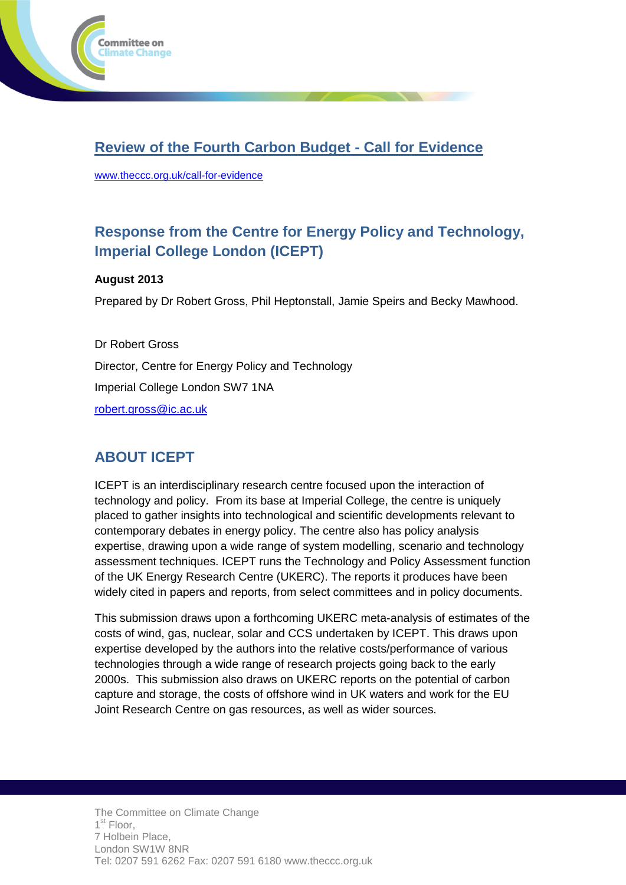## Review of the Fourth Carbon Budget - Call for Evidence

www.theccc.org.uk/call-for-evidence

## Response from the Centre for Energy Policy and Technology, Imperial College London (ICEPT)

**August 2013**

Prepared by Dr Robert Gross, Phil Heptonstall, Jamie Speirs and Becky Mawhood.

Dr Robert Gross

Director, Centre for Energy Policy and Technology

Imperial College London SW7 1NA

robert.gross@ic.ac.uk

## ABOUT ICEPT

ICEPT is an interdisciplinary research centre focused upon the interaction of technology and policy. From its base at Imperial College, the centre is uniquely placed to gather insights into technological and scientific developments relevant to contemporary debates in energy policy. The centre also has policy analysis expertise, drawing upon a wide range of system modelling, scenario and technology assessment techniques. ICEPT runs the Technology and Policy Assessment function of the UK Energy Research Centre (UKERC). The reports it produces have been widely cited in papers and reports, from select committees and in policy documents.

This submission draws upon a forthcoming UKERC meta-analysis of estimates of the costs of wind, gas, nuclear, solar and CCS undertaken by ICEPT. This draws upon expertise developed by the authors into the relative costs/performance of various technologies through a wide range of research projects going back to the early 2000s. This submission also draws on UKERC reports on the potential of carbon capture and storage, the costs of offshore wind in UK waters and work for the EU Joint Research Centre on gas resources, as well as wider sources.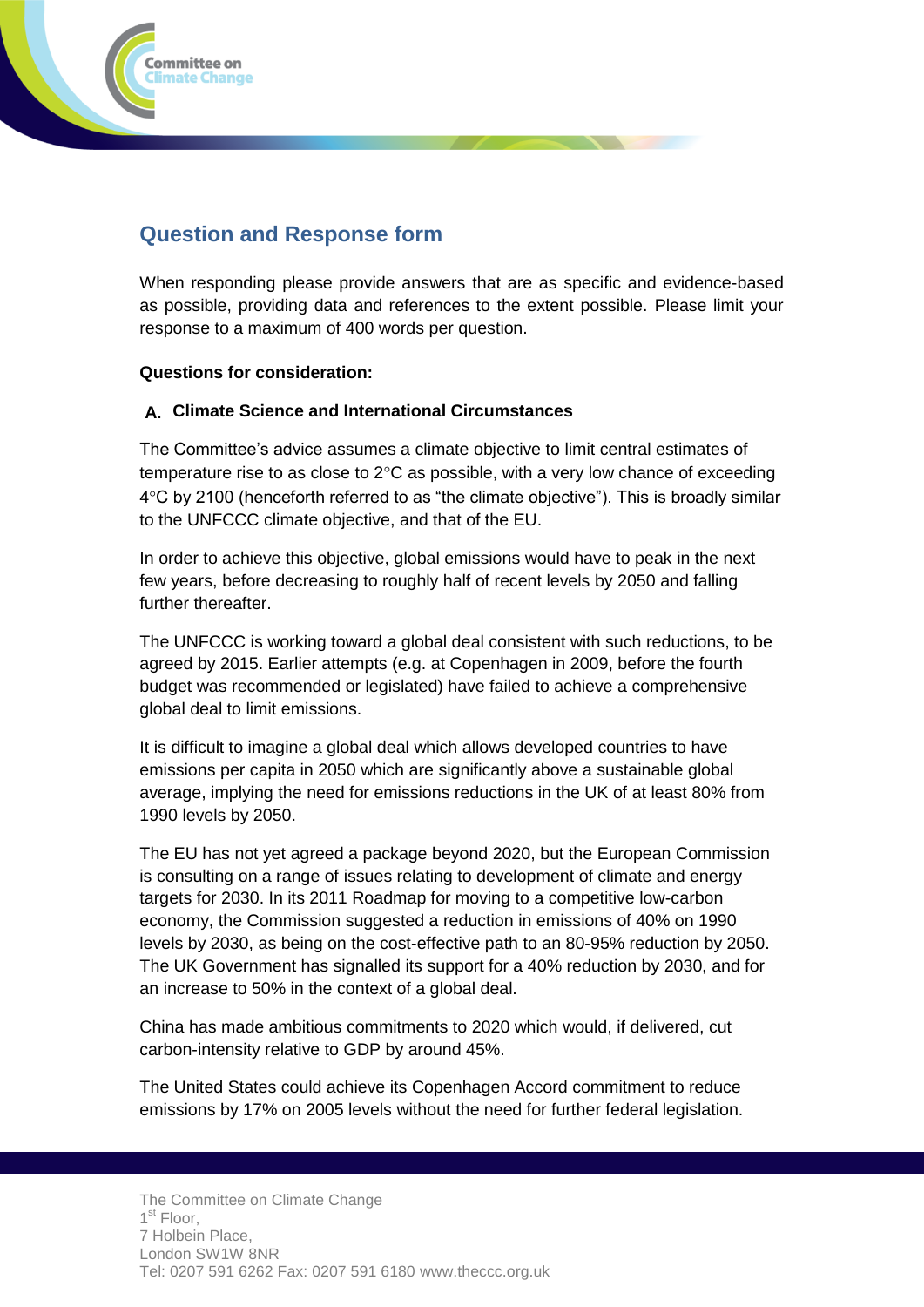## Question and Response form

When responding please provide answers that are as specific and evidence-based as possible, providing data and references to the extent possible. Please limit your response to a maximum of 400 words per question.

**Questions for consideration:**

### A. Climate Science and International Circumstances

The Committee's advice assumes a climate objective to limit central estimates of temperature rise to as close to 2°C as possible, with a very low chance of exceeding 4°C by 2100 (henceforth referred to as "the climate objective"). This is broadly similar to the UNFCCC climate objective, and that of the EU.

In order to achieve this objective, global emissions would have to peak in the next few years, before decreasing to roughly half of recent levels by 2050 and falling further thereafter.

The UNFCCC is working toward a global deal consistent with such reductions, to be agreed by 2015. Earlier attempts (e.g. at Copenhagen in 2009, before the fourth budget was recommended or legislated) have failed to achieve a comprehensive global deal to limit emissions.

It is difficult to imagine a global deal which allows developed countries to have emissions per capita in 2050 which are significantly above a sustainable global average, implying the need for emissions reductions in the UK of at least 80% from 1990 levels by 2050.

The EU has not yet agreed a package beyond 2020, but the European Commission is consulting on a range of issues relating to development of climate and energy targets for 2030. In its 2011 Roadmap for moving to a competitive low-carbon economy, the Commission suggested a reduction in emissions of 40% on 1990 levels by 2030, as being on the cost-effective path to an 80-95% reduction by 2050. The UK Government has signalled its support for a 40% reduction by 2030, and for an increase to 50% in the context of a global deal.

China has made ambitious commitments to 2020 which would, if delivered, cut carbon-intensity relative to GDP by around 45%.

The United States could achieve its Copenhagen Accord commitment to reduce emissions by 17% on 2005 levels without the need for further federal legislation.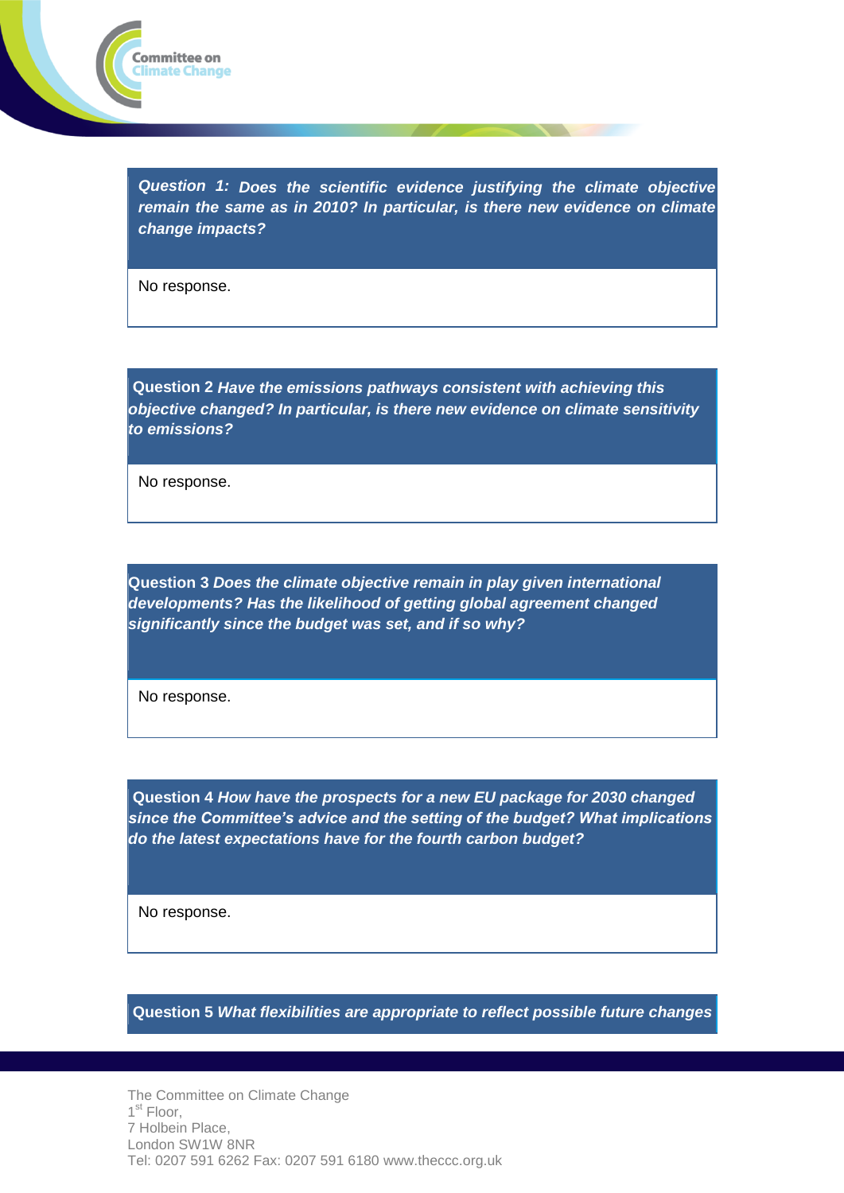**Question 1:** ***Does the scientific evidence justifying the climate objective remain the same as in 2010? In particular, is there new evidence on climate change impacts?***

No response.

**Question 2** ***Have the emissions pathways consistent with achieving this objective changed? In particular, is there new evidence on climate sensitivity to emissions?***

No response.

**Question 3** ***Does the climate objective remain in play given international developments? Has the likelihood of getting global agreement changed significantly since the budget was set, and if so why?***

No response.

**Question 4** ***How have the prospects for a new EU package for 2030 changed since the Committee's advice and the setting of the budget? What implications do the latest expectations have for the fourth carbon budget?***

No response.

**Question 5** ***What flexibilities are appropriate to reflect possible future changes***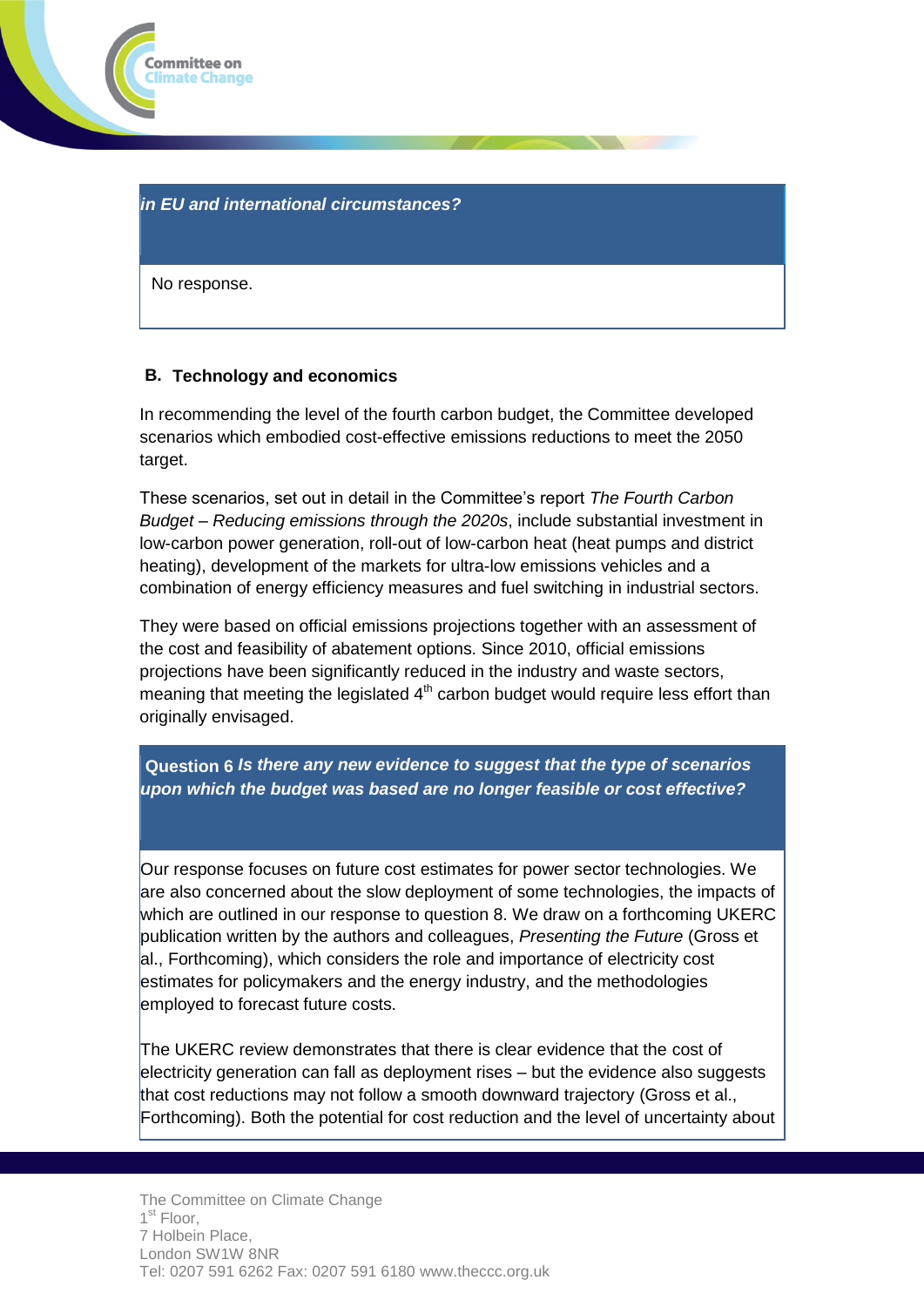***in EU and international circumstances?***

No response.

## B. Technology and economics

In recommending the level of the fourth carbon budget, the Committee developed scenarios which embodied cost-effective emissions reductions to meet the 2050 target.

These scenarios, set out in detail in the Committee's report *The Fourth Carbon Budget – Reducing emissions through the 2020s*, include substantial investment in low-carbon power generation, roll-out of low-carbon heat (heat pumps and district heating), development of the markets for ultra-low emissions vehicles and a combination of energy efficiency measures and fuel switching in industrial sectors.

They were based on official emissions projections together with an assessment of the cost and feasibility of abatement options. Since 2010, official emissions projections have been significantly reduced in the industry and waste sectors, meaning that meeting the legislated 4th carbon budget would require less effort than originally envisaged.

**Question 6** ***Is there any new evidence to suggest that the type of scenarios upon which the budget was based are no longer feasible or cost effective?***

Our response focuses on future cost estimates for power sector technologies. We are also concerned about the slow deployment of some technologies, the impacts of which are outlined in our response to question 8. We draw on a forthcoming UKERC publication written by the authors and colleagues, *Presenting the Future* (Gross et al., Forthcoming), which considers the role and importance of electricity cost estimates for policymakers and the energy industry, and the methodologies employed to forecast future costs.

The UKERC review demonstrates that there is clear evidence that the cost of electricity generation can fall as deployment rises – but the evidence also suggests that cost reductions may not follow a smooth downward trajectory (Gross et al., Forthcoming). Both the potential for cost reduction and the level of uncertainty about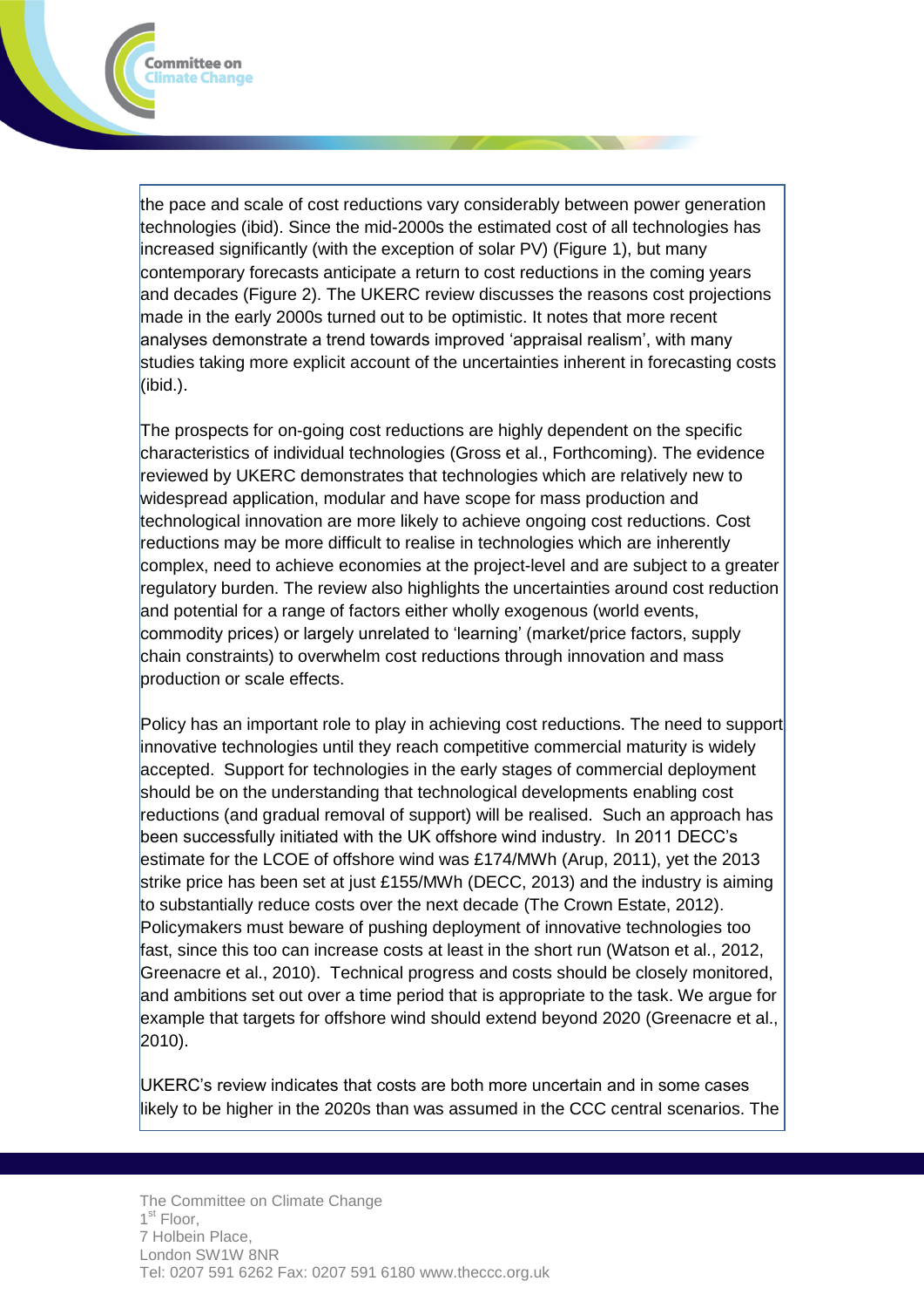the pace and scale of cost reductions vary considerably between power generation technologies (ibid). Since the mid-2000s the estimated cost of all technologies has increased significantly (with the exception of solar PV) (Figure 1), but many contemporary forecasts anticipate a return to cost reductions in the coming years and decades (Figure 2). The UKERC review discusses the reasons cost projections made in the early 2000s turned out to be optimistic. It notes that more recent analyses demonstrate a trend towards improved 'appraisal realism', with many studies taking more explicit account of the uncertainties inherent in forecasting costs (ibid.).

The prospects for on-going cost reductions are highly dependent on the specific characteristics of individual technologies (Gross et al., Forthcoming). The evidence reviewed by UKERC demonstrates that technologies which are relatively new to widespread application, modular and have scope for mass production and technological innovation are more likely to achieve ongoing cost reductions. Cost reductions may be more difficult to realise in technologies which are inherently complex, need to achieve economies at the project-level and are subject to a greater regulatory burden. The review also highlights the uncertainties around cost reduction and potential for a range of factors either wholly exogenous (world events, commodity prices) or largely unrelated to 'learning' (market/price factors, supply chain constraints) to overwhelm cost reductions through innovation and mass production or scale effects.

Policy has an important role to play in achieving cost reductions. The need to support innovative technologies until they reach competitive commercial maturity is widely accepted. Support for technologies in the early stages of commercial deployment should be on the understanding that technological developments enabling cost reductions (and gradual removal of support) will be realised. Such an approach has been successfully initiated with the UK offshore wind industry. In 2011 DECC's estimate for the LCOE of offshore wind was £174/MWh (Arup, 2011), yet the 2013 strike price has been set at just £155/MWh (DECC, 2013) and the industry is aiming to substantially reduce costs over the next decade (The Crown Estate, 2012). Policymakers must beware of pushing deployment of innovative technologies too fast, since this too can increase costs at least in the short run (Watson et al., 2012, Greenacre et al., 2010). Technical progress and costs should be closely monitored, and ambitions set out over a time period that is appropriate to the task. We argue for example that targets for offshore wind should extend beyond 2020 (Greenacre et al., 2010).

UKERC's review indicates that costs are both more uncertain and in some cases likely to be higher in the 2020s than was assumed in the CCC central scenarios. The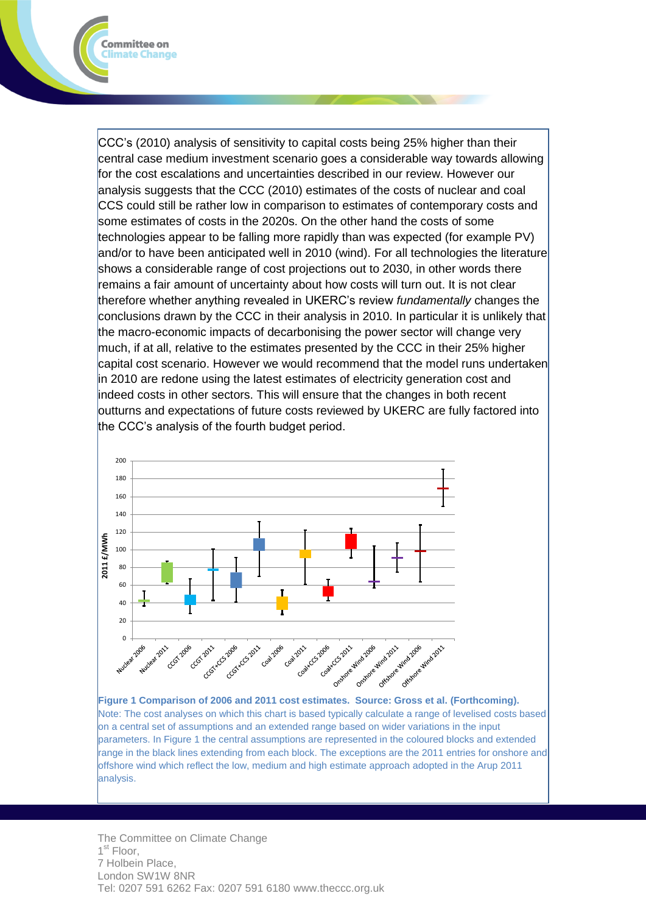CCC's (2010) analysis of sensitivity to capital costs being 25% higher than their central case medium investment scenario goes a considerable way towards allowing for the cost escalations and uncertainties described in our review. However our analysis suggests that the CCC (2010) estimates of the costs of nuclear and coal CCS could still be rather low in comparison to estimates of contemporary costs and some estimates of costs in the 2020s. On the other hand the costs of some technologies appear to be falling more rapidly than was expected (for example PV) and/or to have been anticipated well in 2010 (wind). For all technologies the literature shows a considerable range of cost projections out to 2030, in other words there remains a fair amount of uncertainty about how costs will turn out. It is not clear therefore whether anything revealed in UKERC's review *fundamentally* changes the conclusions drawn by the CCC in their analysis in 2010. In particular it is unlikely that the macro-economic impacts of decarbonising the power sector will change very much, if at all, relative to the estimates presented by the CCC in their 25% higher capital cost scenario. However we would recommend that the model runs undertaken in 2010 are redone using the latest estimates of electricity generation cost and indeed costs in other sectors. This will ensure that the changes in both recent outturns and expectations of future costs reviewed by UKERC are fully factored into the CCC's analysis of the fourth budget period.

**Figure 1 Comparison of 2006 and 2011 cost estimates. Source: Gross et al. (Forthcoming).**

Note: The cost analyses on which this chart is based typically calculate a range of levelised costs based on a central set of assumptions and an extended range based on wider variations in the input parameters. In Figure 1 the central assumptions are represented in the coloured blocks and extended range in the black lines extending from each block. The exceptions are the 2011 entries for onshore and offshore wind which reflect the low, medium and high estimate approach adopted in the Arup 2011 analysis.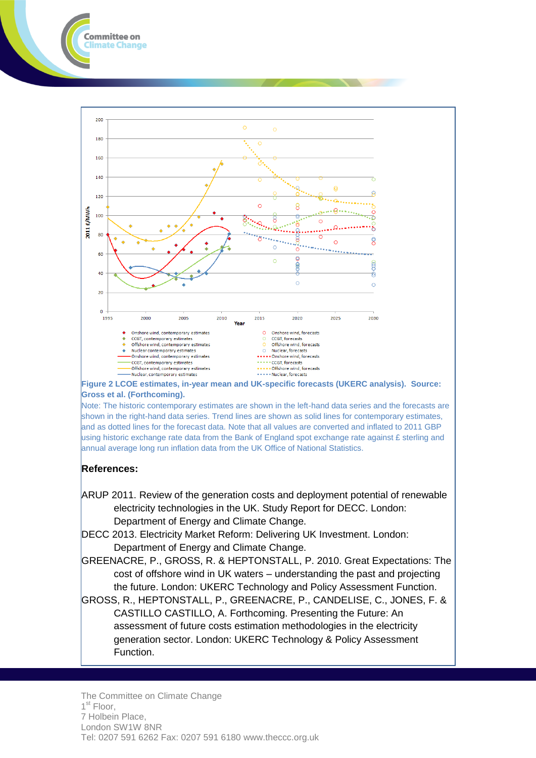Figure 2 LCOE estimates, in-year mean and UK-specific forecasts (UKERC analysis). Source: Gross et al. (Forthcoming).

Note: The historic contemporary estimates are shown in the left-hand data series and the forecasts are shown in the right-hand data series. Trend lines are shown as solid lines for contemporary estimates, and as dotted lines for the forecast data. Note that all values are converted and inflated to 2011 GBP using historic exchange rate data from the Bank of England spot exchange rate against £ sterling and annual average long run inflation data from the UK Office of National Statistics.

**References:**

ARUP 2011. Review of the generation costs and deployment potential of renewable electricity technologies in the UK. Study Report for DECC. London: Department of Energy and Climate Change.

DECC 2013. Electricity Market Reform: Delivering UK Investment. London: Department of Energy and Climate Change.

GREENACRE, P., GROSS, R. & HEPTONSTALL, P. 2010. Great Expectations: The cost of offshore wind in UK waters – understanding the past and projecting the future. London: UKERC Technology and Policy Assessment Function.

GROSS, R., HEPTONSTALL, P., GREENACRE, P., CANDELISE, C., JONES, F. & CASTILLO CASTILLO, A. Forthcoming. Presenting the Future: An assessment of future costs estimation methodologies in the electricity generation sector. London: UKERC Technology & Policy Assessment Function.

The Committee on Climate Change
1st Floor,
7 Holbein Place,
London SW1W 8NR
Tel: 0207 591 6262 Fax: 0207 591 6180 www.theccc.org.uk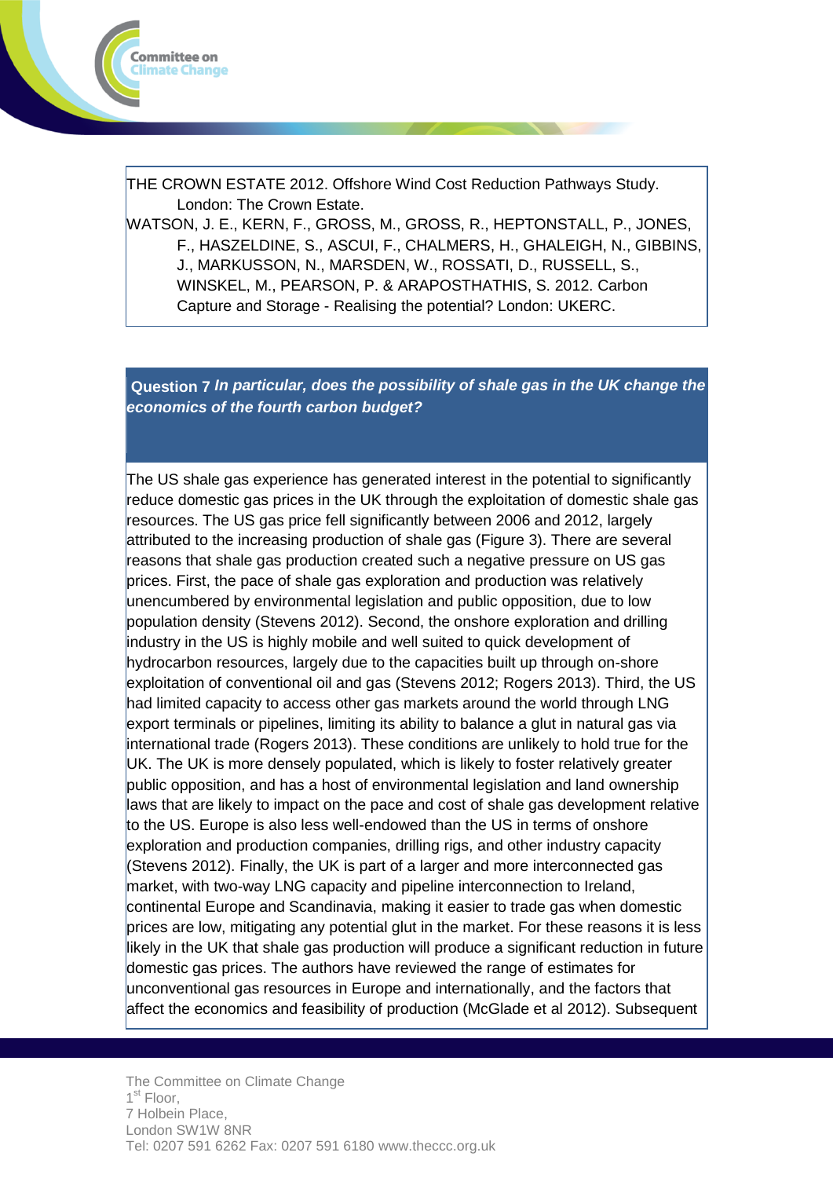THE CROWN ESTATE 2012. Offshore Wind Cost Reduction Pathways Study. London: The Crown Estate.

WATSON, J. E., KERN, F., GROSS, M., GROSS, R., HEPTONSTALL, P., JONES, F., HASZELDINE, S., ASCUI, F., CHALMERS, H., GHALEIGH, N., GIBBINS, J., MARKUSSON, N., MARSDEN, W., ROSSATI, D., RUSSELL, S., WINSKEL, M., PEARSON, P. & ARAPOSTHATHIS, S. 2012. Carbon Capture and Storage - Realising the potential? London: UKERC.

**Question 7** ***In particular, does the possibility of shale gas in the UK change the economics of the fourth carbon budget?***

The US shale gas experience has generated interest in the potential to significantly reduce domestic gas prices in the UK through the exploitation of domestic shale gas resources. The US gas price fell significantly between 2006 and 2012, largely attributed to the increasing production of shale gas (Figure 3). There are several reasons that shale gas production created such a negative pressure on US gas prices. First, the pace of shale gas exploration and production was relatively unencumbered by environmental legislation and public opposition, due to low population density (Stevens 2012). Second, the onshore exploration and drilling industry in the US is highly mobile and well suited to quick development of hydrocarbon resources, largely due to the capacities built up through on-shore exploitation of conventional oil and gas (Stevens 2012; Rogers 2013). Third, the US had limited capacity to access other gas markets around the world through LNG export terminals or pipelines, limiting its ability to balance a glut in natural gas via international trade (Rogers 2013). These conditions are unlikely to hold true for the UK. The UK is more densely populated, which is likely to foster relatively greater public opposition, and has a host of environmental legislation and land ownership laws that are likely to impact on the pace and cost of shale gas development relative to the US. Europe is also less well-endowed than the US in terms of onshore exploration and production companies, drilling rigs, and other industry capacity (Stevens 2012). Finally, the UK is part of a larger and more interconnected gas market, with two-way LNG capacity and pipeline interconnection to Ireland, continental Europe and Scandinavia, making it easier to trade gas when domestic prices are low, mitigating any potential glut in the market. For these reasons it is less likely in the UK that shale gas production will produce a significant reduction in future domestic gas prices. The authors have reviewed the range of estimates for unconventional gas resources in Europe and internationally, and the factors that affect the economics and feasibility of production (McGlade et al 2012). Subsequent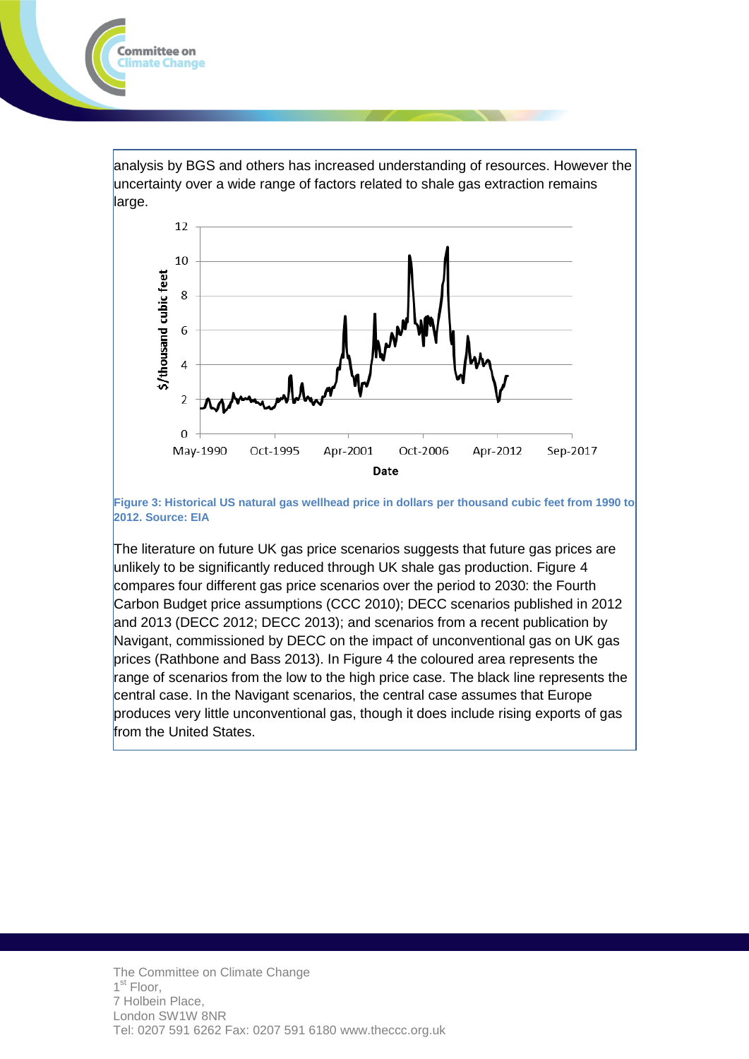analysis by BGS and others has increased understanding of resources. However the uncertainty over a wide range of factors related to shale gas extraction remains large.

**Figure 3: Historical US natural gas wellhead price in dollars per thousand cubic feet from 1990 to 2012. Source: EIA**

The literature on future UK gas price scenarios suggests that future gas prices are unlikely to be significantly reduced through UK shale gas production. Figure 4 compares four different gas price scenarios over the period to 2030: the Fourth Carbon Budget price assumptions (CCC 2010); DECC scenarios published in 2012 and 2013 (DECC 2012; DECC 2013); and scenarios from a recent publication by Navigant, commissioned by DECC on the impact of unconventional gas on UK gas prices (Rathbone and Bass 2013). In Figure 4 the coloured area represents the range of scenarios from the low to the high price case. The black line represents the central case. In the Navigant scenarios, the central case assumes that Europe produces very little unconventional gas, though it does include rising exports of gas from the United States.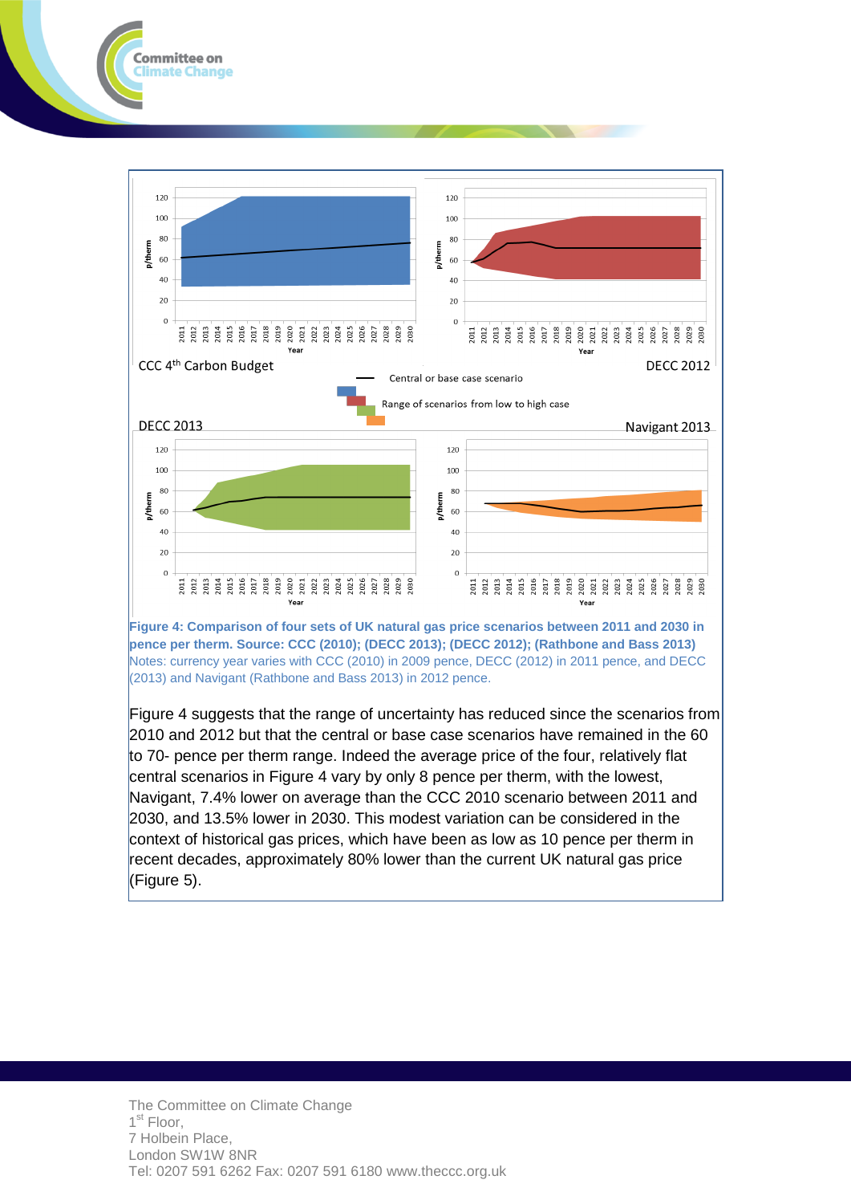**Figure 4: Comparison of four sets of UK natural gas price scenarios between 2011 and 2030 in pence per therm. Source: CCC (2010); (DECC 2013); (DECC 2012); (Rathbone and Bass 2013)**
Notes: currency year varies with CCC (2010) in 2009 pence, DECC (2012) in 2011 pence, and DECC (2013) and Navigant (Rathbone and Bass 2013) in 2012 pence.

Figure 4 suggests that the range of uncertainty has reduced since the scenarios from 2010 and 2012 but that the central or base case scenarios have remained in the 60 to 70- pence per therm range. Indeed the average price of the four, relatively flat central scenarios in Figure 4 vary by only 8 pence per therm, with the lowest, Navigant, 7.4% lower on average than the CCC 2010 scenario between 2011 and 2030, and 13.5% lower in 2030. This modest variation can be considered in the context of historical gas prices, which have been as low as 10 pence per therm in recent decades, approximately 80% lower than the current UK natural gas price (Figure 5).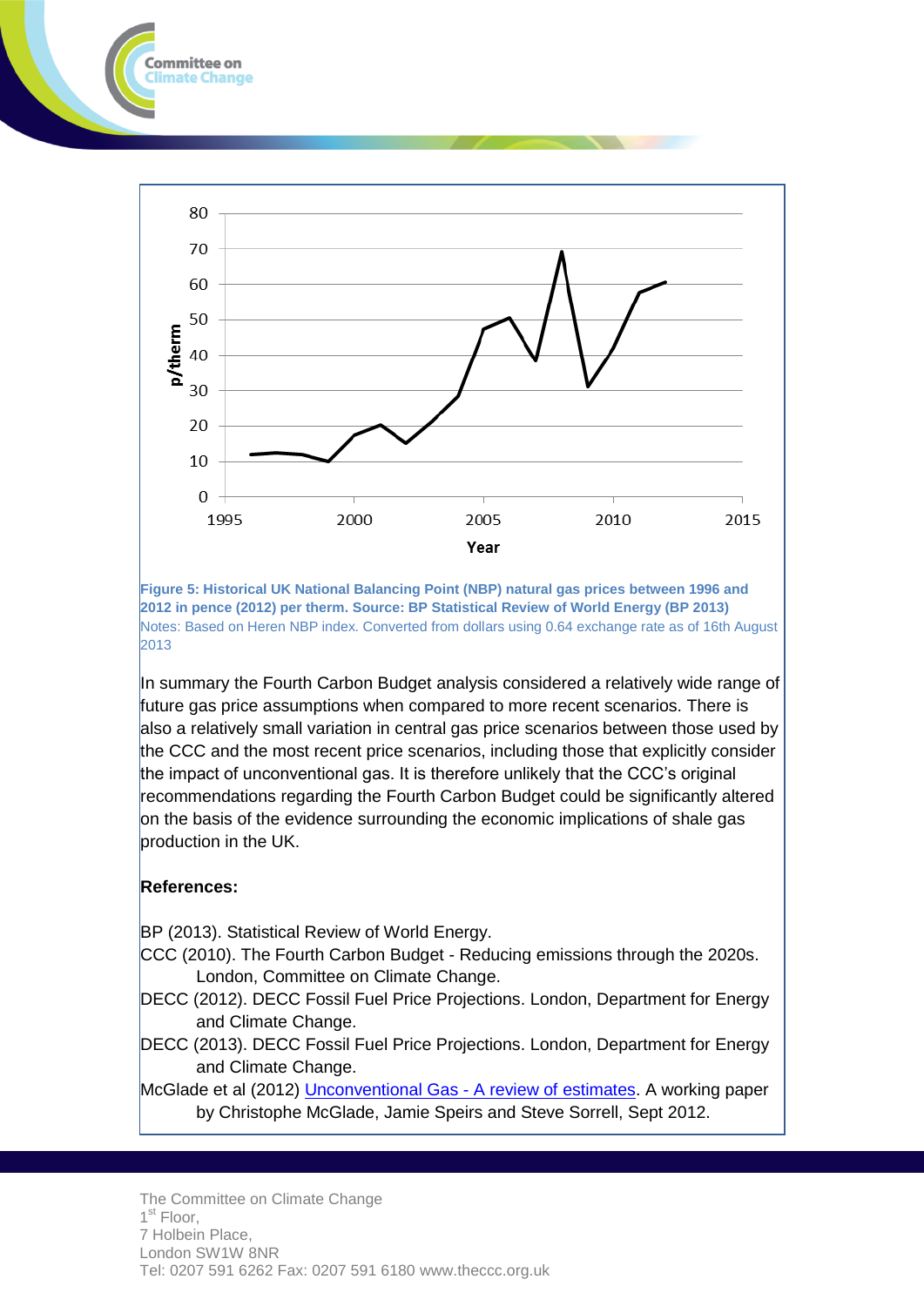Figure 5: Historical UK National Balancing Point (NBP) natural gas prices between 1996 and 2012 in pence (2012) per therm. Source: BP Statistical Review of World Energy (BP 2013)

Notes: Based on Heren NBP index. Converted from dollars using 0.64 exchange rate as of 16th August 2013

In summary the Fourth Carbon Budget analysis considered a relatively wide range of future gas price assumptions when compared to more recent scenarios. There is also a relatively small variation in central gas price scenarios between those used by the CCC and the most recent price scenarios, including those that explicitly consider the impact of unconventional gas. It is therefore unlikely that the CCC's original recommendations regarding the Fourth Carbon Budget could be significantly altered on the basis of the evidence surrounding the economic implications of shale gas production in the UK.

**References:**

BP (2013). Statistical Review of World Energy.

CCC (2010). The Fourth Carbon Budget - Reducing emissions through the 2020s. London, Committee on Climate Change.

DECC (2012). DECC Fossil Fuel Price Projections. London, Department for Energy and Climate Change.

DECC (2013). DECC Fossil Fuel Price Projections. London, Department for Energy and Climate Change.

McGlade et al (2012) Unconventional Gas - A review of estimates. A working paper by Christophe McGlade, Jamie Speirs and Steve Sorrell, Sept 2012.

The Committee on Climate Change
1st Floor,
7 Holbein Place,
London SW1W 8NR
Tel: 0207 591 6262 Fax: 0207 591 6180 www.theccc.org.uk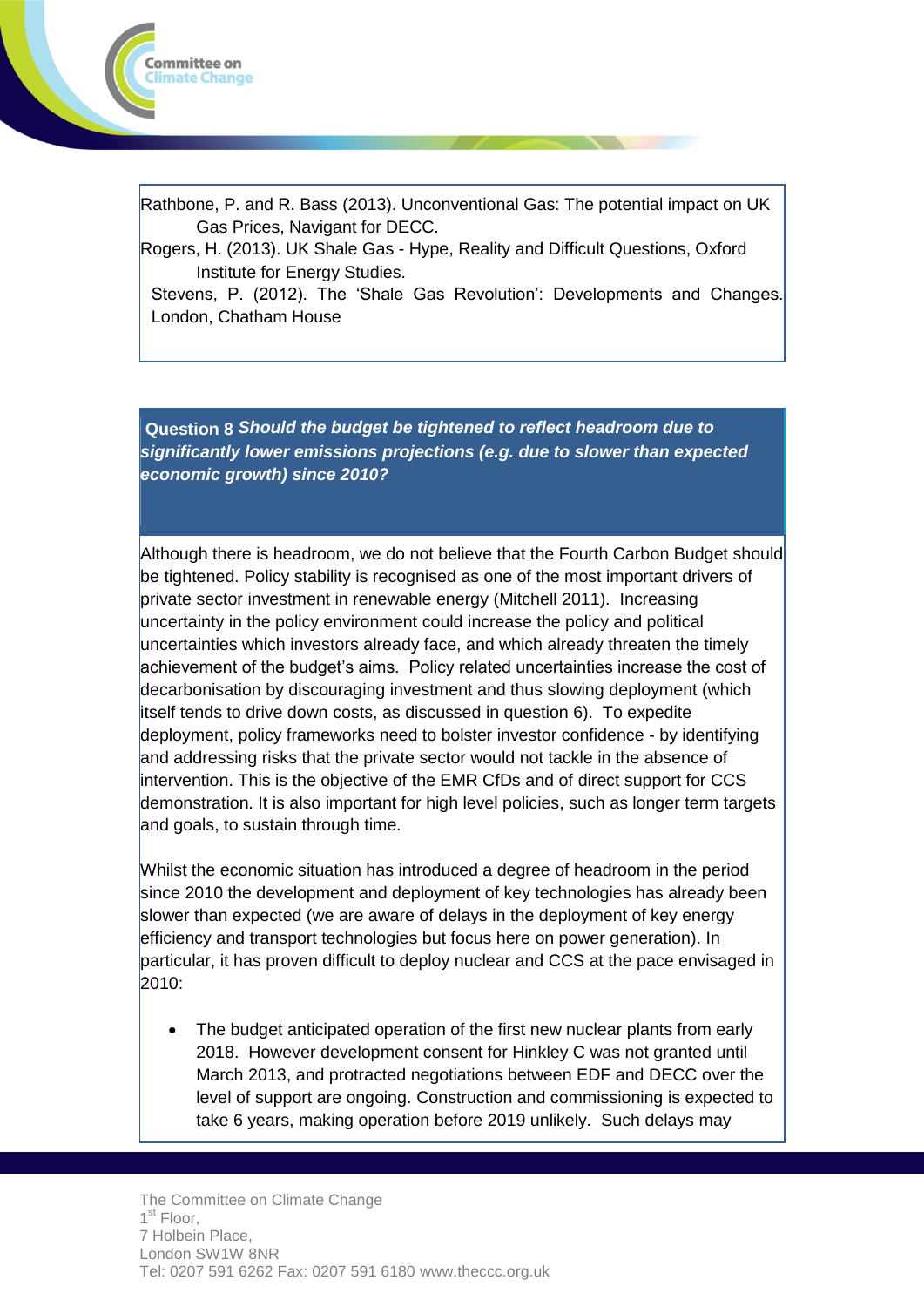Rathbone, P. and R. Bass (2013). Unconventional Gas: The potential impact on UK Gas Prices, Navigant for DECC.

Rogers, H. (2013). UK Shale Gas - Hype, Reality and Difficult Questions, Oxford Institute for Energy Studies.

Stevens, P. (2012). The 'Shale Gas Revolution': Developments and Changes. London, Chatham House

**Question 8** ***Should the budget be tightened to reflect headroom due to significantly lower emissions projections (e.g. due to slower than expected economic growth) since 2010?***

Although there is headroom, we do not believe that the Fourth Carbon Budget should be tightened. Policy stability is recognised as one of the most important drivers of private sector investment in renewable energy (Mitchell 2011). Increasing uncertainty in the policy environment could increase the policy and political uncertainties which investors already face, and which already threaten the timely achievement of the budget's aims. Policy related uncertainties increase the cost of decarbonisation by discouraging investment and thus slowing deployment (which itself tends to drive down costs, as discussed in question 6). To expedite deployment, policy frameworks need to bolster investor confidence - by identifying and addressing risks that the private sector would not tackle in the absence of intervention. This is the objective of the EMR CfDs and of direct support for CCS demonstration. It is also important for high level policies, such as longer term targets and goals, to sustain through time.

Whilst the economic situation has introduced a degree of headroom in the period since 2010 the development and deployment of key technologies has already been slower than expected (we are aware of delays in the deployment of key energy efficiency and transport technologies but focus here on power generation). In particular, it has proven difficult to deploy nuclear and CCS at the pace envisaged in 2010:

- The budget anticipated operation of the first new nuclear plants from early 2018. However development consent for Hinkley C was not granted until March 2013, and protracted negotiations between EDF and DECC over the level of support are ongoing. Construction and commissioning is expected to take 6 years, making operation before 2019 unlikely. Such delays may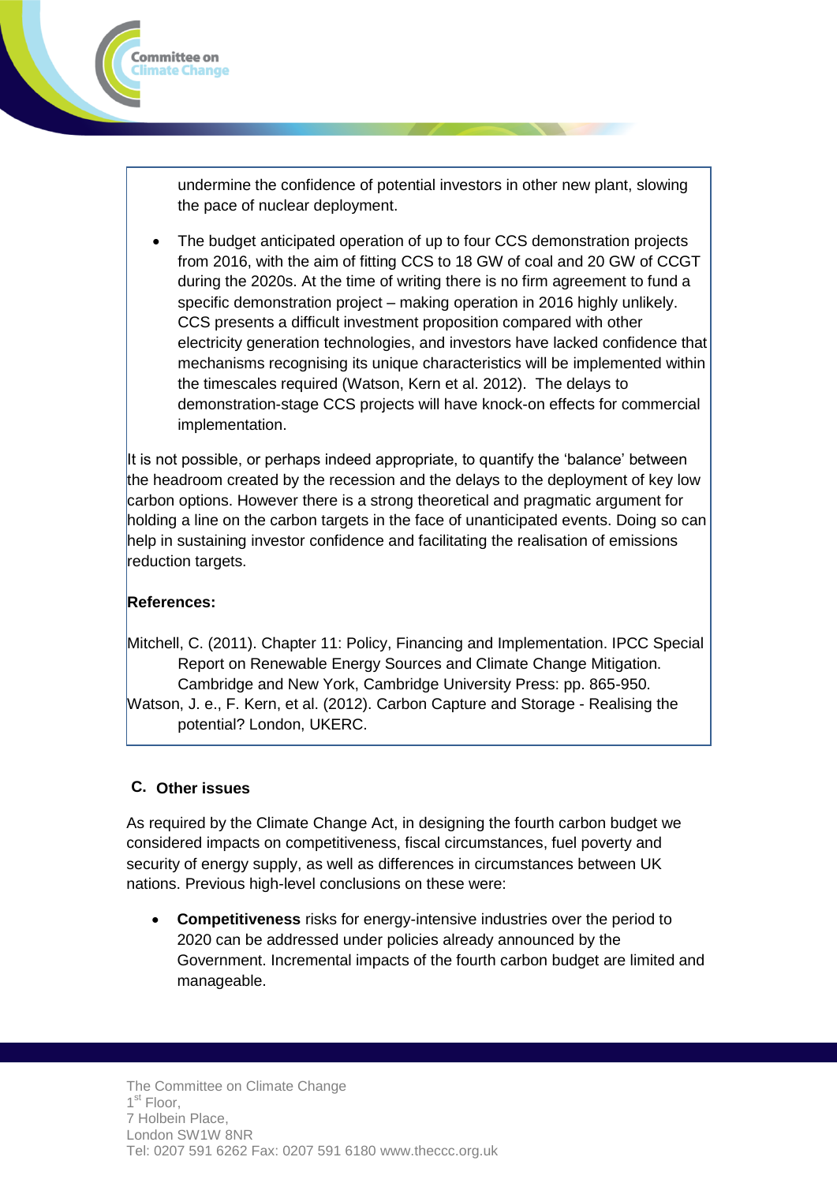undermine the confidence of potential investors in other new plant, slowing the pace of nuclear deployment.

- The budget anticipated operation of up to four CCS demonstration projects from 2016, with the aim of fitting CCS to 18 GW of coal and 20 GW of CCGT during the 2020s. At the time of writing there is no firm agreement to fund a specific demonstration project – making operation in 2016 highly unlikely. CCS presents a difficult investment proposition compared with other electricity generation technologies, and investors have lacked confidence that mechanisms recognising its unique characteristics will be implemented within the timescales required (Watson, Kern et al. 2012). The delays to demonstration-stage CCS projects will have knock-on effects for commercial implementation.

It is not possible, or perhaps indeed appropriate, to quantify the 'balance' between the headroom created by the recession and the delays to the deployment of key low carbon options. However there is a strong theoretical and pragmatic argument for holding a line on the carbon targets in the face of unanticipated events. Doing so can help in sustaining investor confidence and facilitating the realisation of emissions reduction targets.

**References:**

Mitchell, C. (2011). Chapter 11: Policy, Financing and Implementation. IPCC Special Report on Renewable Energy Sources and Climate Change Mitigation. Cambridge and New York, Cambridge University Press: pp. 865-950.

Watson, J. e., F. Kern, et al. (2012). Carbon Capture and Storage - Realising the potential? London, UKERC.

## C. Other issues

As required by the Climate Change Act, in designing the fourth carbon budget we considered impacts on competitiveness, fiscal circumstances, fuel poverty and security of energy supply, as well as differences in circumstances between UK nations. Previous high-level conclusions on these were:

- **Competitiveness** risks for energy-intensive industries over the period to 2020 can be addressed under policies already announced by the Government. Incremental impacts of the fourth carbon budget are limited and manageable.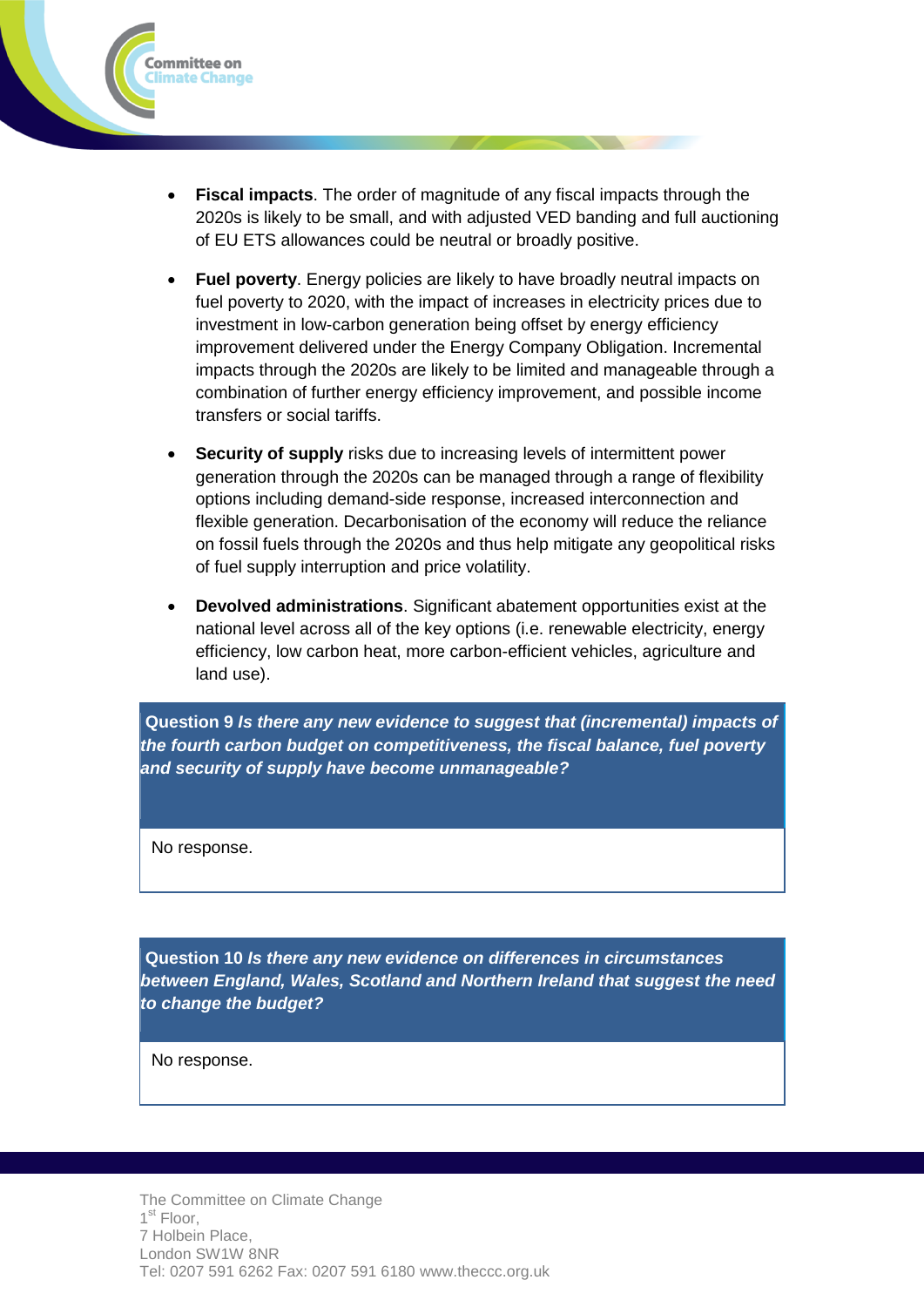- **Fiscal impacts**. The order of magnitude of any fiscal impacts through the 2020s is likely to be small, and with adjusted VED banding and full auctioning of EU ETS allowances could be neutral or broadly positive.

- **Fuel poverty**. Energy policies are likely to have broadly neutral impacts on fuel poverty to 2020, with the impact of increases in electricity prices due to investment in low-carbon generation being offset by energy efficiency improvement delivered under the Energy Company Obligation. Incremental impacts through the 2020s are likely to be limited and manageable through a combination of further energy efficiency improvement, and possible income transfers or social tariffs.

- **Security of supply** risks due to increasing levels of intermittent power generation through the 2020s can be managed through a range of flexibility options including demand-side response, increased interconnection and flexible generation. Decarbonisation of the economy will reduce the reliance on fossil fuels through the 2020s and thus help mitigate any geopolitical risks of fuel supply interruption and price volatility.

- **Devolved administrations**. Significant abatement opportunities exist at the national level across all of the key options (i.e. renewable electricity, energy efficiency, low carbon heat, more carbon-efficient vehicles, agriculture and land use).

| **Question 9** ***Is there any new evidence to suggest that (incremental) impacts of the fourth carbon budget on competitiveness, the fiscal balance, fuel poverty and security of supply have become unmanageable?*** |
|---|
| No response. |

| **Question 10** ***Is there any new evidence on differences in circumstances between England, Wales, Scotland and Northern Ireland that suggest the need to change the budget?*** |
|---|
| No response. |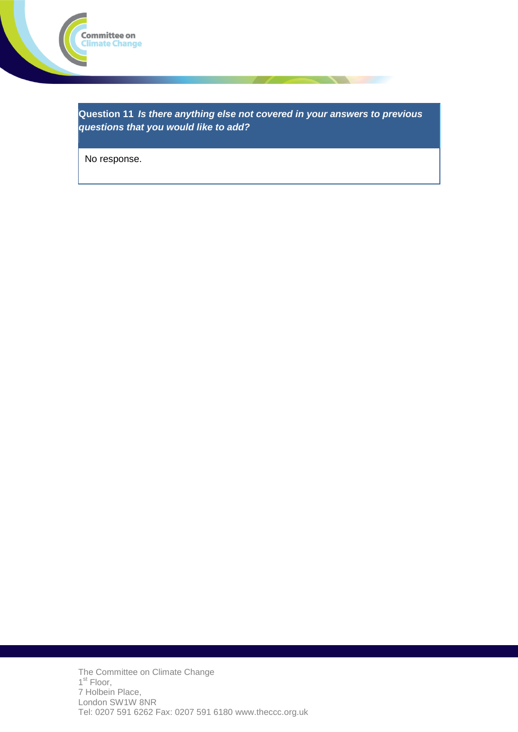**Question 11** ***Is there anything else not covered in your answers to previous questions that you would like to add?***

No response.